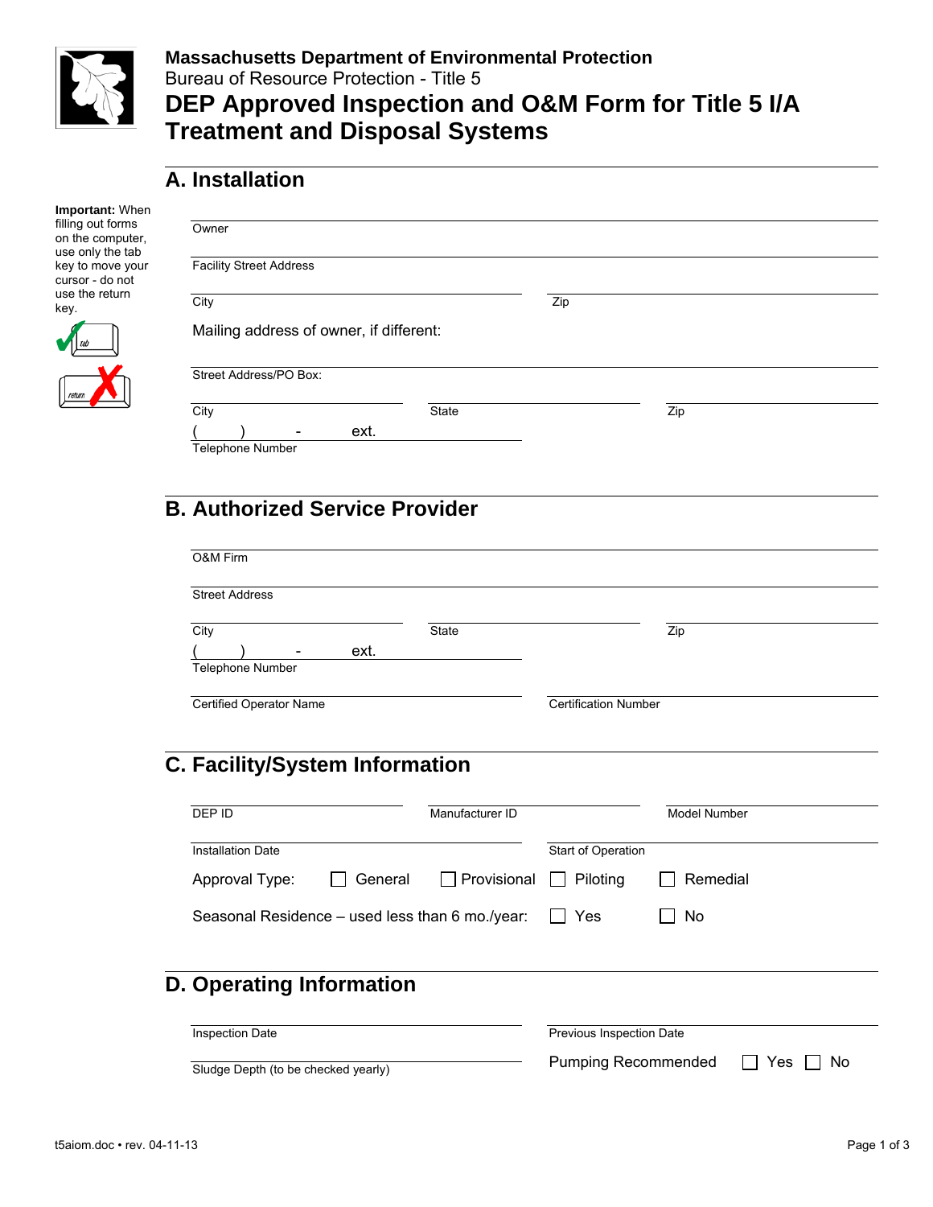**Massachusetts Department of Environmental Protection**
Bureau of Resource Protection - Title 5

# DEP Approved Inspection and O&M Form for Title 5 I/A Treatment and Disposal Systems

## A. Installation

**Important:** When filling out forms on the computer, use only the tab key to move your cursor - do not use the return key.

Owner

Facility Street Address

City | Zip

Mailing address of owner, if different:

Street Address/PO Box:

City | State | Zip

( ) - ext.
Telephone Number

## B. Authorized Service Provider

O&M Firm

Street Address

City | State | Zip

( ) - ext.
Telephone Number

Certified Operator Name | Certification Number

## C. Facility/System Information

DEP ID | Manufacturer ID | Model Number

Installation Date | Start of Operation

Approval Type: ☐ General ☐ Provisional ☐ Piloting ☐ Remedial

Seasonal Residence – used less than 6 mo./year: ☐ Yes ☐ No

## D. Operating Information

Inspection Date | Previous Inspection Date

Sludge Depth (to be checked yearly)

Pumping Recommended ☐ Yes ☐ No

t5aiom.doc • rev. 04-11-13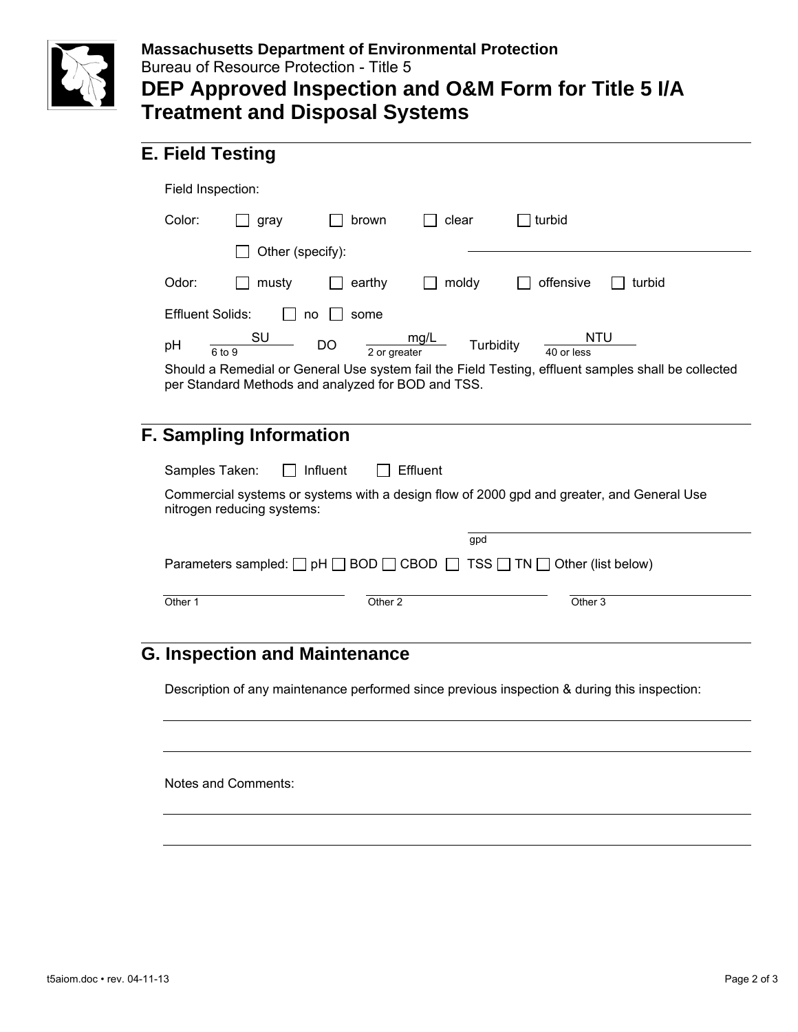**Massachusetts Department of Environmental Protection**
Bureau of Resource Protection - Title 5

# DEP Approved Inspection and O&M Form for Title 5 I/A Treatment and Disposal Systems

## E. Field Testing

Field Inspection:

Color: ☐ gray ☐ brown ☐ clear ☐ turbid

☐ Other (specify): ______________________

Odor: ☐ musty ☐ earthy ☐ moldy ☐ offensive ☐ turbid

Effluent Solids: ☐ no ☐ some

pH ________ SU (6 to 9)   DO ________ mg/L (2 or greater)   Turbidity ________ NTU (40 or less)

Should a Remedial or General Use system fail the Field Testing, effluent samples shall be collected per Standard Methods and analyzed for BOD and TSS.

## F. Sampling Information

Samples Taken: ☐ Influent ☐ Effluent

Commercial systems or systems with a design flow of 2000 gpd and greater, and General Use nitrogen reducing systems:

______________________ gpd

Parameters sampled: ☐ pH ☐ BOD ☐ CBOD ☐ TSS ☐ TN ☐ Other (list below)

Other 1 ______________ Other 2 ______________ Other 3 ______________

## G. Inspection and Maintenance

Description of any maintenance performed since previous inspection & during this inspection:

______________________________________________

______________________________________________

Notes and Comments:

______________________________________________

______________________________________________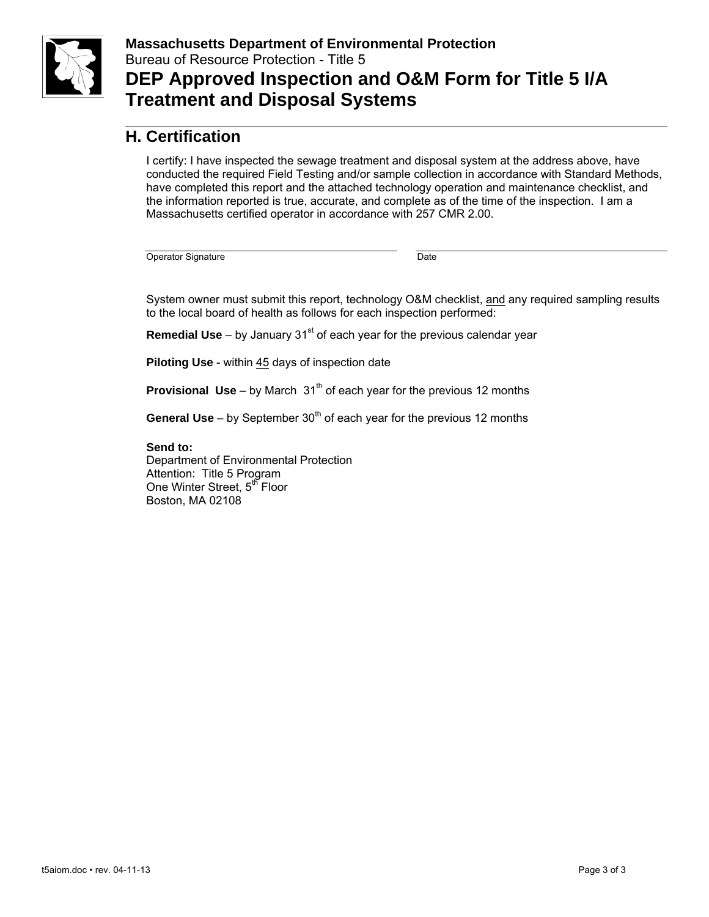**Massachusetts Department of Environmental Protection**
Bureau of Resource Protection - Title 5

# DEP Approved Inspection and O&M Form for Title 5 I/A Treatment and Disposal Systems

## H. Certification

I certify: I have inspected the sewage treatment and disposal system at the address above, have conducted the required Field Testing and/or sample collection in accordance with Standard Methods, have completed this report and the attached technology operation and maintenance checklist, and the information reported is true, accurate, and complete as of the time of the inspection. I am a Massachusetts certified operator in accordance with 257 CMR 2.00.

| | |
|---|---|
| Operator Signature | Date |

System owner must submit this report, technology O&M checklist, <u>and</u> any required sampling results to the local board of health as follows for each inspection performed:

**Remedial Use** – by January 31st of each year for the previous calendar year

**Piloting Use** - within <u>45</u> days of inspection date

**Provisional Use** – by March 31th of each year for the previous 12 months

**General Use** – by September 30th of each year for the previous 12 months

**Send to:**
Department of Environmental Protection
Attention: Title 5 Program
One Winter Street, 5th Floor
Boston, MA 02108

t5aiom.doc • rev. 04-11-13